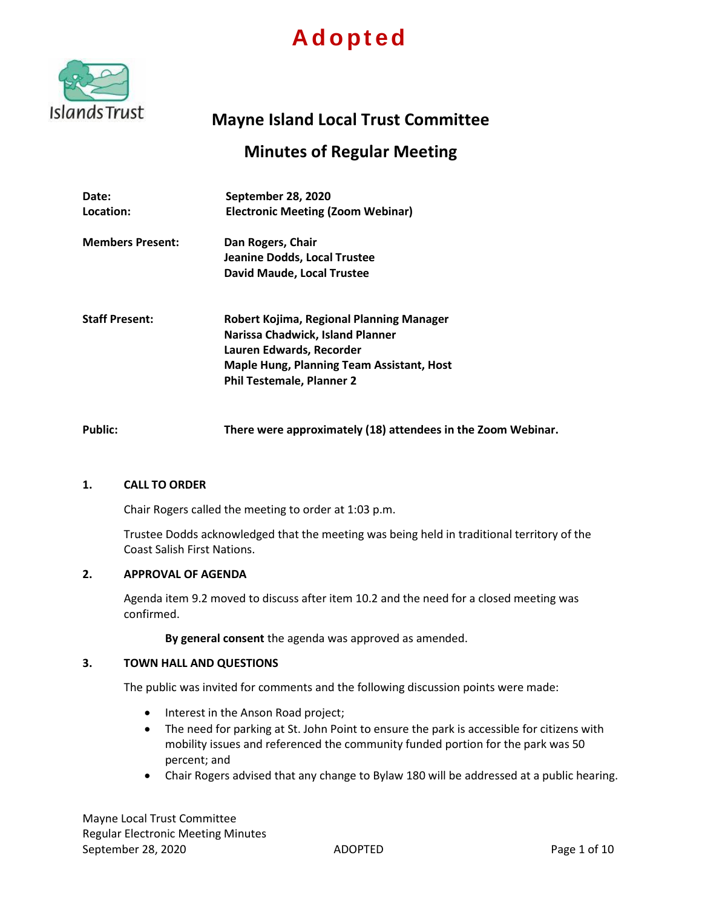**Adopted**

# Mayne Island Local Trust Committee

## Minutes of Regular Meeting

| | |
|---|---|
| **Date:** | **September 28, 2020** |
| **Location:** | **Electronic Meeting (Zoom Webinar)** |
| **Members Present:** | **Dan Rogers, Chair**<br>**Jeanine Dodds, Local Trustee**<br>**David Maude, Local Trustee** |
| **Staff Present:** | **Robert Kojima, Regional Planning Manager**<br>**Narissa Chadwick, Island Planner**<br>**Lauren Edwards, Recorder**<br>**Maple Hung, Planning Team Assistant, Host**<br>**Phil Testemale, Planner 2** |
| **Public:** | **There were approximately (18) attendees in the Zoom Webinar.** |

### 1. CALL TO ORDER

Chair Rogers called the meeting to order at 1:03 p.m.

Trustee Dodds acknowledged that the meeting was being held in traditional territory of the Coast Salish First Nations.

### 2. APPROVAL OF AGENDA

Agenda item 9.2 moved to discuss after item 10.2 and the need for a closed meeting was confirmed.

**By general consent** the agenda was approved as amended.

### 3. TOWN HALL AND QUESTIONS

The public was invited for comments and the following discussion points were made:

- Interest in the Anson Road project;
- The need for parking at St. John Point to ensure the park is accessible for citizens with mobility issues and referenced the community funded portion for the park was 50 percent; and
- Chair Rogers advised that any change to Bylaw 180 will be addressed at a public hearing.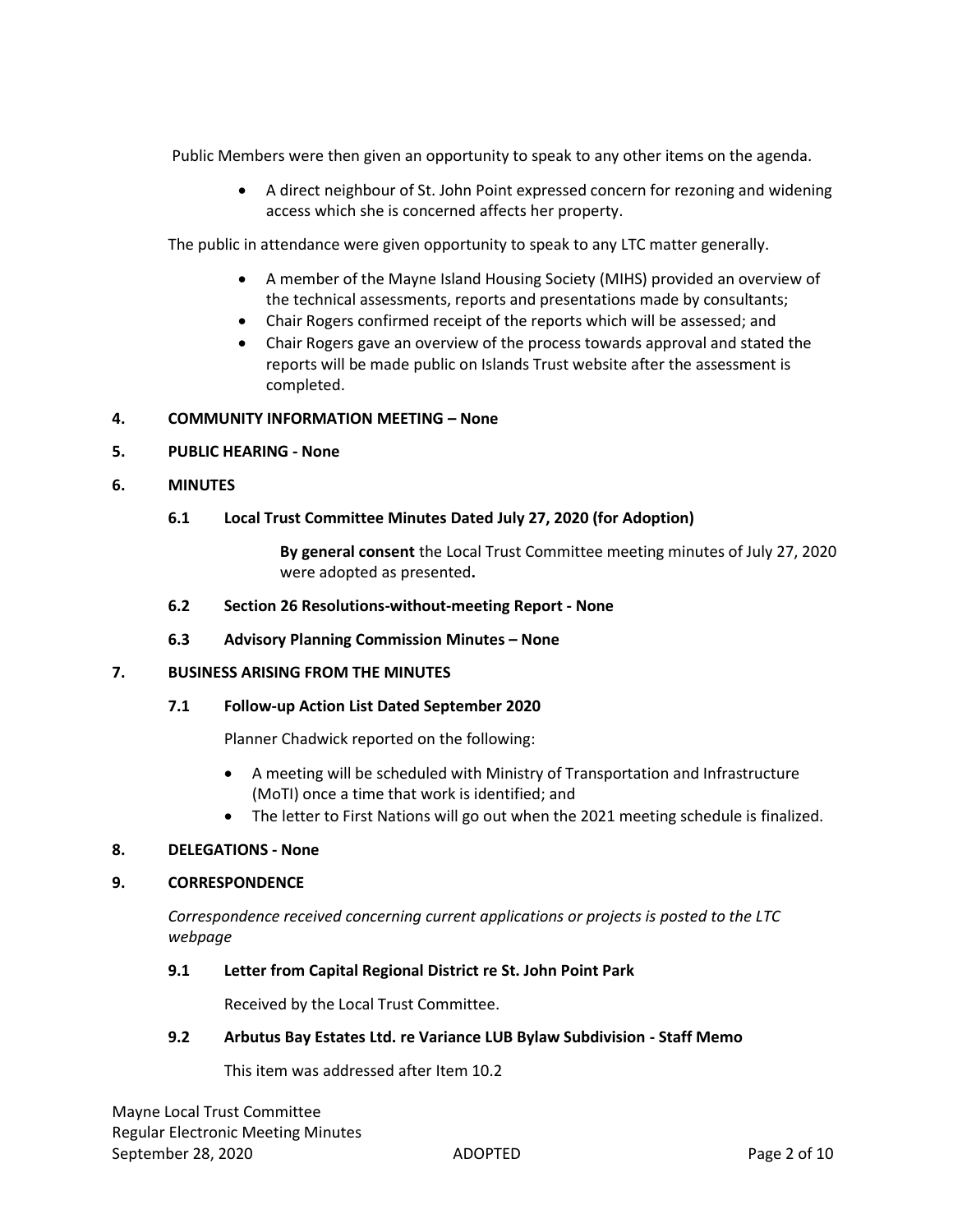Public Members were then given an opportunity to speak to any other items on the agenda.

- A direct neighbour of St. John Point expressed concern for rezoning and widening access which she is concerned affects her property.

The public in attendance were given opportunity to speak to any LTC matter generally.

- A member of the Mayne Island Housing Society (MIHS) provided an overview of the technical assessments, reports and presentations made by consultants;
- Chair Rogers confirmed receipt of the reports which will be assessed; and
- Chair Rogers gave an overview of the process towards approval and stated the reports will be made public on Islands Trust website after the assessment is completed.

## 4. COMMUNITY INFORMATION MEETING – None

## 5. PUBLIC HEARING - None

## 6. MINUTES

### 6.1 Local Trust Committee Minutes Dated July 27, 2020 (for Adoption)

**By general consent** the Local Trust Committee meeting minutes of July 27, 2020 were adopted as presented**.**

### 6.2 Section 26 Resolutions-without-meeting Report - None

### 6.3 Advisory Planning Commission Minutes – None

## 7. BUSINESS ARISING FROM THE MINUTES

### 7.1 Follow-up Action List Dated September 2020

Planner Chadwick reported on the following:

- A meeting will be scheduled with Ministry of Transportation and Infrastructure (MoTI) once a time that work is identified; and
- The letter to First Nations will go out when the 2021 meeting schedule is finalized.

## 8. DELEGATIONS - None

## 9. CORRESPONDENCE

*Correspondence received concerning current applications or projects is posted to the LTC webpage*

### 9.1 Letter from Capital Regional District re St. John Point Park

Received by the Local Trust Committee.

### 9.2 Arbutus Bay Estates Ltd. re Variance LUB Bylaw Subdivision - Staff Memo

This item was addressed after Item 10.2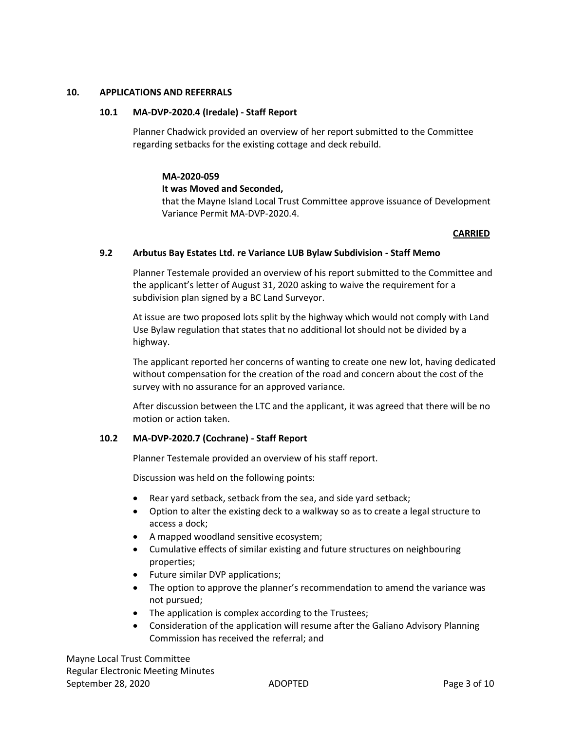## 10. APPLICATIONS AND REFERRALS

### 10.1 MA-DVP-2020.4 (Iredale) - Staff Report

Planner Chadwick provided an overview of her report submitted to the Committee regarding setbacks for the existing cottage and deck rebuild.

> **MA-2020-059**
> **It was Moved and Seconded,**
> that the Mayne Island Local Trust Committee approve issuance of Development Variance Permit MA-DVP-2020.4.

**CARRIED**

### 9.2 Arbutus Bay Estates Ltd. re Variance LUB Bylaw Subdivision - Staff Memo

Planner Testemale provided an overview of his report submitted to the Committee and the applicant's letter of August 31, 2020 asking to waive the requirement for a subdivision plan signed by a BC Land Surveyor.

At issue are two proposed lots split by the highway which would not comply with Land Use Bylaw regulation that states that no additional lot should not be divided by a highway.

The applicant reported her concerns of wanting to create one new lot, having dedicated without compensation for the creation of the road and concern about the cost of the survey with no assurance for an approved variance.

After discussion between the LTC and the applicant, it was agreed that there will be no motion or action taken.

### 10.2 MA-DVP-2020.7 (Cochrane) - Staff Report

Planner Testemale provided an overview of his staff report.

Discussion was held on the following points:

- Rear yard setback, setback from the sea, and side yard setback;
- Option to alter the existing deck to a walkway so as to create a legal structure to access a dock;
- A mapped woodland sensitive ecosystem;
- Cumulative effects of similar existing and future structures on neighbouring properties;
- Future similar DVP applications;
- The option to approve the planner's recommendation to amend the variance was not pursued;
- The application is complex according to the Trustees;
- Consideration of the application will resume after the Galiano Advisory Planning Commission has received the referral; and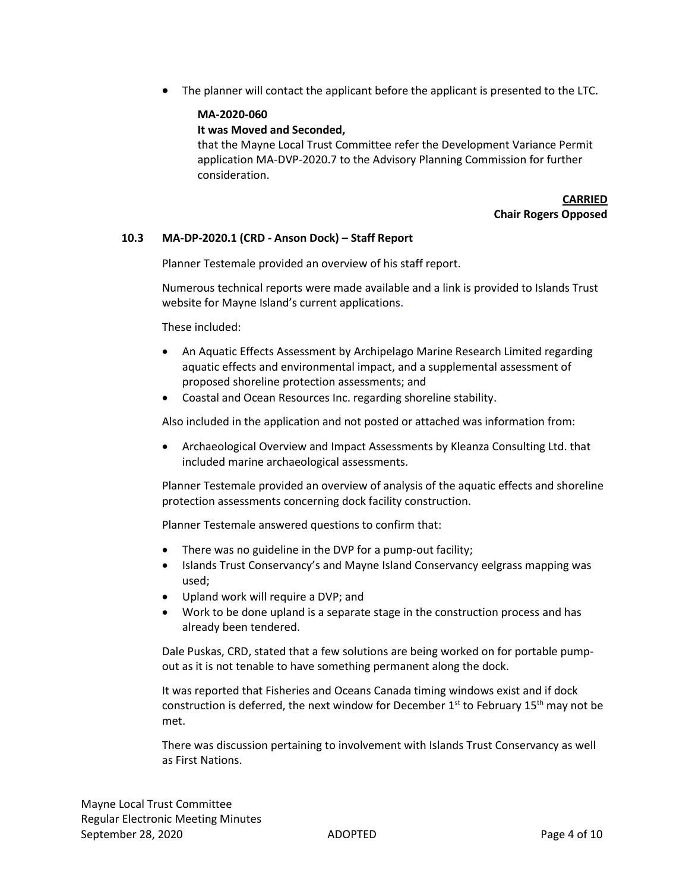- The planner will contact the applicant before the applicant is presented to the LTC.

**MA-2020-060**

**It was Moved and Seconded,**

that the Mayne Local Trust Committee refer the Development Variance Permit application MA-DVP-2020.7 to the Advisory Planning Commission for further consideration.

**CARRIED**
**Chair Rogers Opposed**

### 10.3 MA-DP-2020.1 (CRD - Anson Dock) – Staff Report

Planner Testemale provided an overview of his staff report.

Numerous technical reports were made available and a link is provided to Islands Trust website for Mayne Island's current applications.

These included:

- An Aquatic Effects Assessment by Archipelago Marine Research Limited regarding aquatic effects and environmental impact, and a supplemental assessment of proposed shoreline protection assessments; and
- Coastal and Ocean Resources Inc. regarding shoreline stability.

Also included in the application and not posted or attached was information from:

- Archaeological Overview and Impact Assessments by Kleanza Consulting Ltd. that included marine archaeological assessments.

Planner Testemale provided an overview of analysis of the aquatic effects and shoreline protection assessments concerning dock facility construction.

Planner Testemale answered questions to confirm that:

- There was no guideline in the DVP for a pump-out facility;
- Islands Trust Conservancy's and Mayne Island Conservancy eelgrass mapping was used;
- Upland work will require a DVP; and
- Work to be done upland is a separate stage in the construction process and has already been tendered.

Dale Puskas, CRD, stated that a few solutions are being worked on for portable pump-out as it is not tenable to have something permanent along the dock.

It was reported that Fisheries and Oceans Canada timing windows exist and if dock construction is deferred, the next window for December 1st to February 15th may not be met.

There was discussion pertaining to involvement with Islands Trust Conservancy as well as First Nations.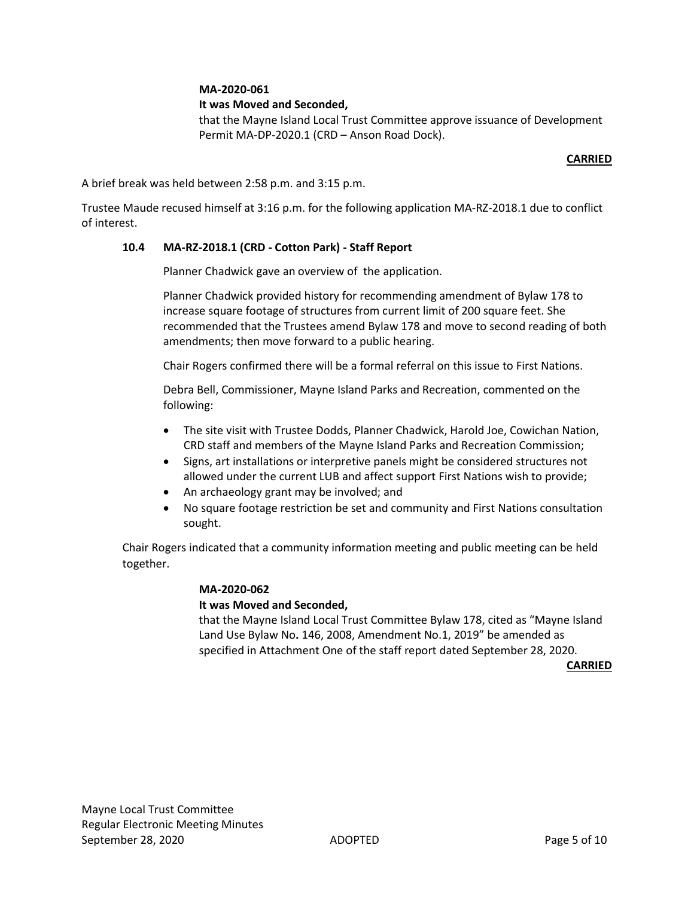**MA-2020-061**

**It was Moved and Seconded,**

that the Mayne Island Local Trust Committee approve issuance of Development Permit MA-DP-2020.1 (CRD – Anson Road Dock).

**CARRIED**

A brief break was held between 2:58 p.m. and 3:15 p.m.

Trustee Maude recused himself at 3:16 p.m. for the following application MA-RZ-2018.1 due to conflict of interest.

### 10.4 MA-RZ-2018.1 (CRD - Cotton Park) - Staff Report

Planner Chadwick gave an overview of the application.

Planner Chadwick provided history for recommending amendment of Bylaw 178 to increase square footage of structures from current limit of 200 square feet. She recommended that the Trustees amend Bylaw 178 and move to second reading of both amendments; then move forward to a public hearing.

Chair Rogers confirmed there will be a formal referral on this issue to First Nations.

Debra Bell, Commissioner, Mayne Island Parks and Recreation, commented on the following:

- The site visit with Trustee Dodds, Planner Chadwick, Harold Joe, Cowichan Nation, CRD staff and members of the Mayne Island Parks and Recreation Commission;
- Signs, art installations or interpretive panels might be considered structures not allowed under the current LUB and affect support First Nations wish to provide;
- An archaeology grant may be involved; and
- No square footage restriction be set and community and First Nations consultation sought.

Chair Rogers indicated that a community information meeting and public meeting can be held together.

**MA-2020-062**

**It was Moved and Seconded,**

that the Mayne Island Local Trust Committee Bylaw 178, cited as "Mayne Island Land Use Bylaw No**.** 146, 2008, Amendment No.1, 2019" be amended as specified in Attachment One of the staff report dated September 28, 2020.

**CARRIED**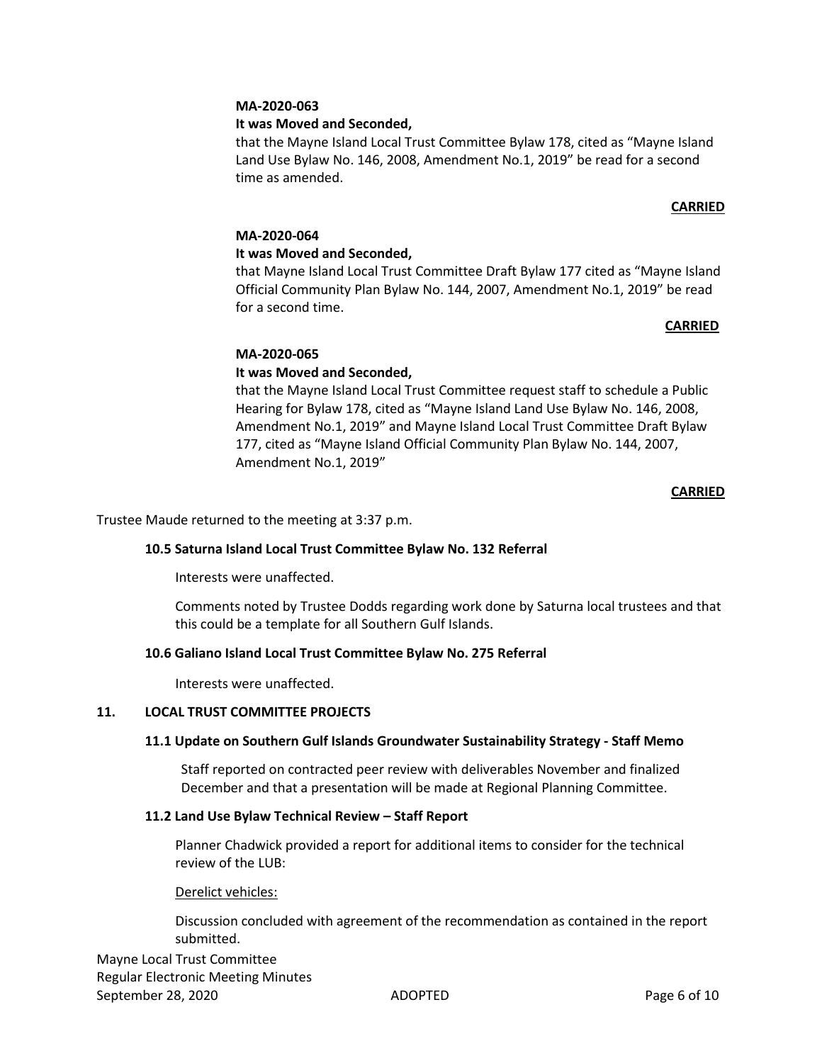**MA-2020-063**

**It was Moved and Seconded,**

that the Mayne Island Local Trust Committee Bylaw 178, cited as "Mayne Island Land Use Bylaw No. 146, 2008, Amendment No.1, 2019" be read for a second time as amended.

**CARRIED**

**MA-2020-064**

**It was Moved and Seconded,**

that Mayne Island Local Trust Committee Draft Bylaw 177 cited as "Mayne Island Official Community Plan Bylaw No. 144, 2007, Amendment No.1, 2019" be read for a second time.

**CARRIED**

**MA-2020-065**

**It was Moved and Seconded,**

that the Mayne Island Local Trust Committee request staff to schedule a Public Hearing for Bylaw 178, cited as "Mayne Island Land Use Bylaw No. 146, 2008, Amendment No.1, 2019" and Mayne Island Local Trust Committee Draft Bylaw 177, cited as "Mayne Island Official Community Plan Bylaw No. 144, 2007, Amendment No.1, 2019"

**CARRIED**

Trustee Maude returned to the meeting at 3:37 p.m.

### 10.5 Saturna Island Local Trust Committee Bylaw No. 132 Referral

Interests were unaffected.

Comments noted by Trustee Dodds regarding work done by Saturna local trustees and that this could be a template for all Southern Gulf Islands.

### 10.6 Galiano Island Local Trust Committee Bylaw No. 275 Referral

Interests were unaffected.

## 11. LOCAL TRUST COMMITTEE PROJECTS

### 11.1 Update on Southern Gulf Islands Groundwater Sustainability Strategy - Staff Memo

Staff reported on contracted peer review with deliverables November and finalized December and that a presentation will be made at Regional Planning Committee.

### 11.2 Land Use Bylaw Technical Review – Staff Report

Planner Chadwick provided a report for additional items to consider for the technical review of the LUB:

Derelict vehicles:

Discussion concluded with agreement of the recommendation as contained in the report submitted.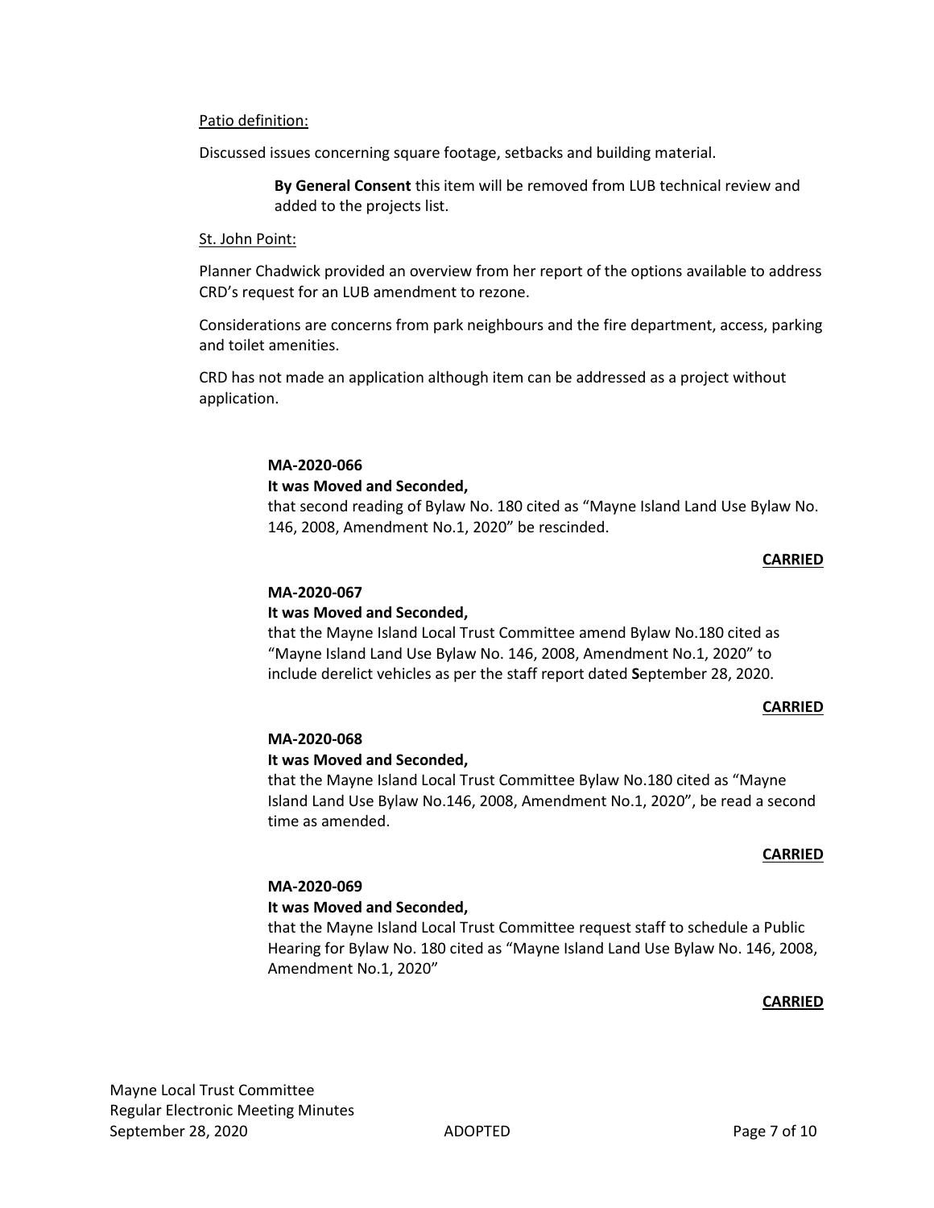Patio definition:

Discussed issues concerning square footage, setbacks and building material.

> **By General Consent** this item will be removed from LUB technical review and added to the projects list.

St. John Point:

Planner Chadwick provided an overview from her report of the options available to address CRD's request for an LUB amendment to rezone.

Considerations are concerns from park neighbours and the fire department, access, parking and toilet amenities.

CRD has not made an application although item can be addressed as a project without application.

**MA-2020-066**

**It was Moved and Seconded,**

that second reading of Bylaw No. 180 cited as "Mayne Island Land Use Bylaw No. 146, 2008, Amendment No.1, 2020" be rescinded.

**CARRIED**

**MA-2020-067**

**It was Moved and Seconded,**

that the Mayne Island Local Trust Committee amend Bylaw No.180 cited as "Mayne Island Land Use Bylaw No. 146, 2008, Amendment No.1, 2020" to include derelict vehicles as per the staff report dated **S**eptember 28, 2020.

**CARRIED**

**MA-2020-068**

**It was Moved and Seconded,**

that the Mayne Island Local Trust Committee Bylaw No.180 cited as "Mayne Island Land Use Bylaw No.146, 2008, Amendment No.1, 2020", be read a second time as amended.

**CARRIED**

**MA-2020-069**

**It was Moved and Seconded,**

that the Mayne Island Local Trust Committee request staff to schedule a Public Hearing for Bylaw No. 180 cited as "Mayne Island Land Use Bylaw No. 146, 2008, Amendment No.1, 2020"

**CARRIED**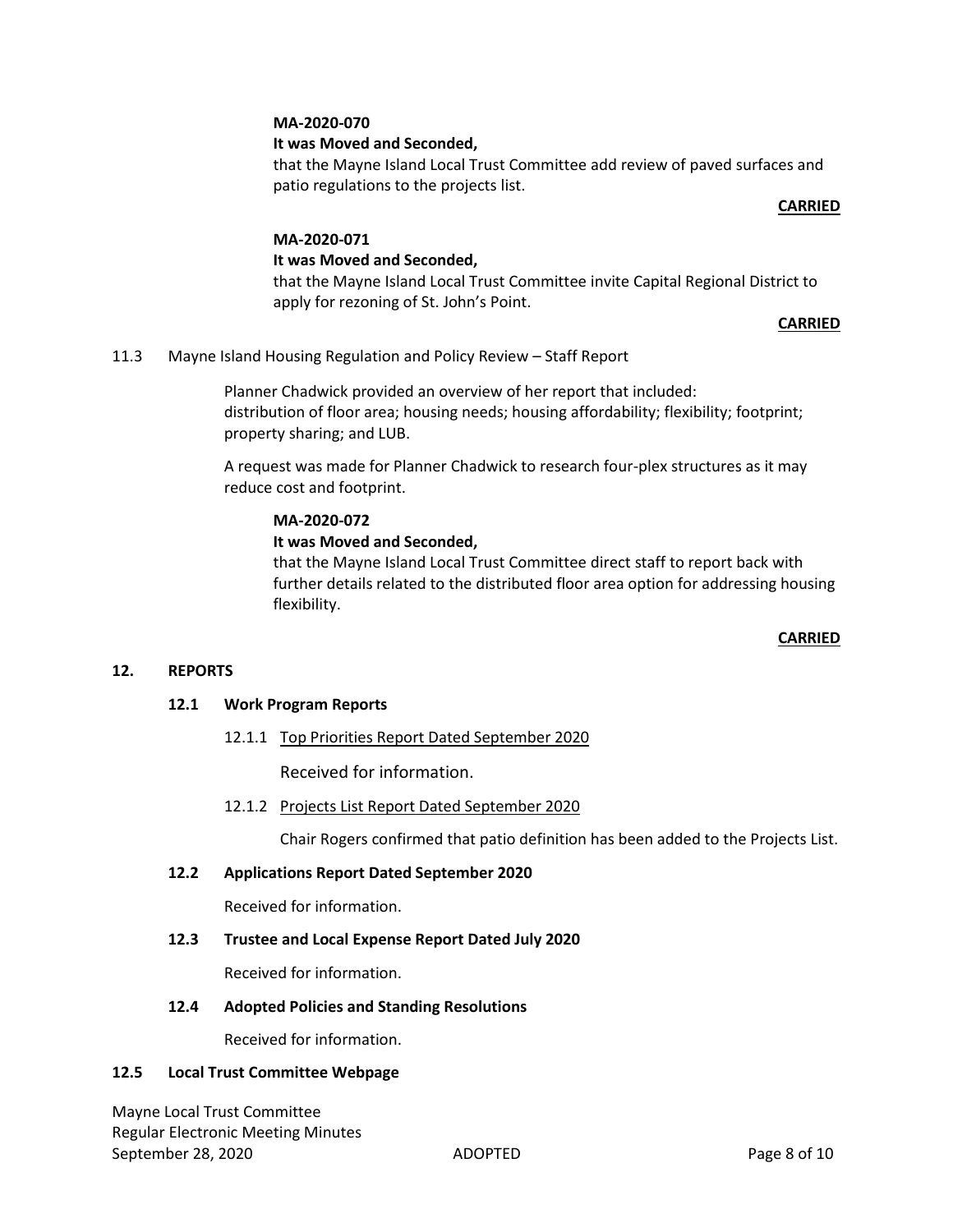**MA-2020-070**

**It was Moved and Seconded,**

that the Mayne Island Local Trust Committee add review of paved surfaces and patio regulations to the projects list.

**CARRIED**

**MA-2020-071**

**It was Moved and Seconded,**

that the Mayne Island Local Trust Committee invite Capital Regional District to apply for rezoning of St. John's Point.

**CARRIED**

11.3 Mayne Island Housing Regulation and Policy Review – Staff Report

Planner Chadwick provided an overview of her report that included: distribution of floor area; housing needs; housing affordability; flexibility; footprint; property sharing; and LUB.

A request was made for Planner Chadwick to research four-plex structures as it may reduce cost and footprint.

**MA-2020-072**

**It was Moved and Seconded,**

that the Mayne Island Local Trust Committee direct staff to report back with further details related to the distributed floor area option for addressing housing flexibility.

**CARRIED**

## 12. REPORTS

### 12.1 Work Program Reports

12.1.1 Top Priorities Report Dated September 2020

Received for information.

12.1.2 Projects List Report Dated September 2020

Chair Rogers confirmed that patio definition has been added to the Projects List.

### 12.2 Applications Report Dated September 2020

Received for information.

### 12.3 Trustee and Local Expense Report Dated July 2020

Received for information.

### 12.4 Adopted Policies and Standing Resolutions

Received for information.

### 12.5 Local Trust Committee Webpage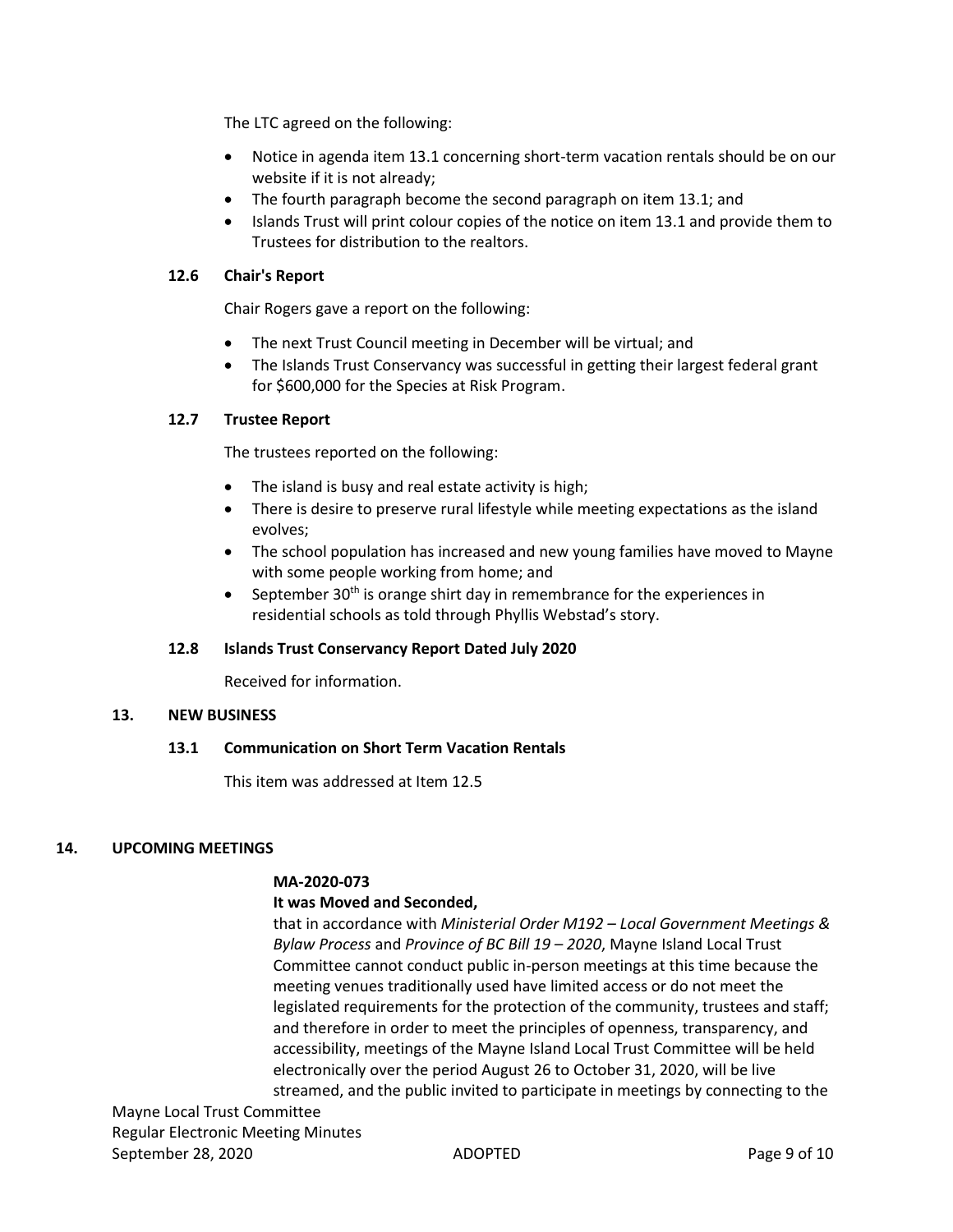The LTC agreed on the following:

- Notice in agenda item 13.1 concerning short-term vacation rentals should be on our website if it is not already;
- The fourth paragraph become the second paragraph on item 13.1; and
- Islands Trust will print colour copies of the notice on item 13.1 and provide them to Trustees for distribution to the realtors.

### 12.6 Chair's Report

Chair Rogers gave a report on the following:

- The next Trust Council meeting in December will be virtual; and
- The Islands Trust Conservancy was successful in getting their largest federal grant for $600,000 for the Species at Risk Program.

### 12.7 Trustee Report

The trustees reported on the following:

- The island is busy and real estate activity is high;
- There is desire to preserve rural lifestyle while meeting expectations as the island evolves;
- The school population has increased and new young families have moved to Mayne with some people working from home; and
- September 30th is orange shirt day in remembrance for the experiences in residential schools as told through Phyllis Webstad's story.

### 12.8 Islands Trust Conservancy Report Dated July 2020

Received for information.

## 13. NEW BUSINESS

### 13.1 Communication on Short Term Vacation Rentals

This item was addressed at Item 12.5

## 14. UPCOMING MEETINGS

**MA-2020-073**

**It was Moved and Seconded,**

that in accordance with *Ministerial Order M192 – Local Government Meetings & Bylaw Process* and *Province of BC Bill 19 – 2020*, Mayne Island Local Trust Committee cannot conduct public in-person meetings at this time because the meeting venues traditionally used have limited access or do not meet the legislated requirements for the protection of the community, trustees and staff; and therefore in order to meet the principles of openness, transparency, and accessibility, meetings of the Mayne Island Local Trust Committee will be held electronically over the period August 26 to October 31, 2020, will be live streamed, and the public invited to participate in meetings by connecting to the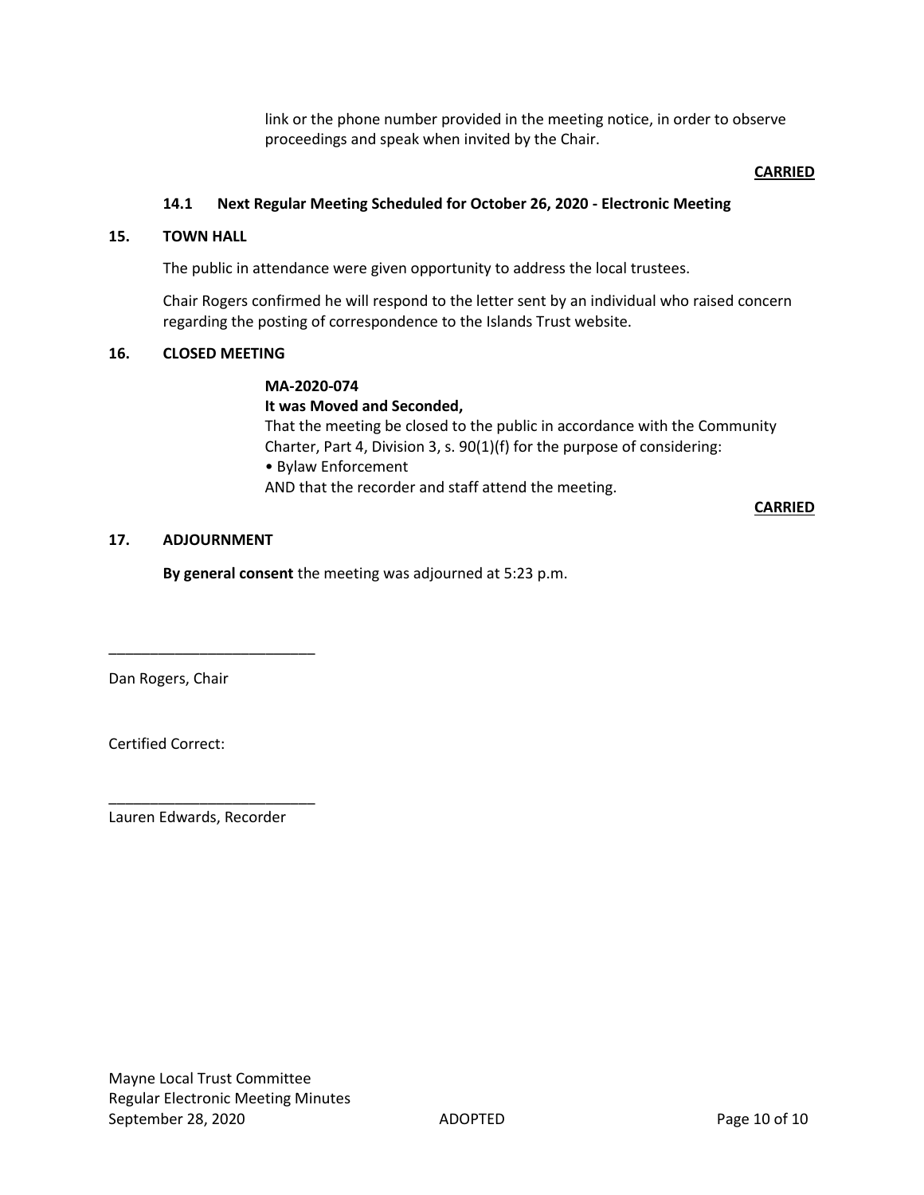link or the phone number provided in the meeting notice, in order to observe proceedings and speak when invited by the Chair.

**CARRIED**

### 14.1 Next Regular Meeting Scheduled for October 26, 2020 - Electronic Meeting

## 15. TOWN HALL

The public in attendance were given opportunity to address the local trustees.

Chair Rogers confirmed he will respond to the letter sent by an individual who raised concern regarding the posting of correspondence to the Islands Trust website.

## 16. CLOSED MEETING

**MA-2020-074**
**It was Moved and Seconded,**
That the meeting be closed to the public in accordance with the Community Charter, Part 4, Division 3, s. 90(1)(f) for the purpose of considering:
• Bylaw Enforcement
AND that the recorder and staff attend the meeting.

**CARRIED**

## 17. ADJOURNMENT

**By general consent** the meeting was adjourned at 5:23 p.m.

_________________________
Dan Rogers, Chair

Certified Correct:

_________________________
Lauren Edwards, Recorder

Mayne Local Trust Committee
Regular Electronic Meeting Minutes
September 28, 2020 ADOPTED